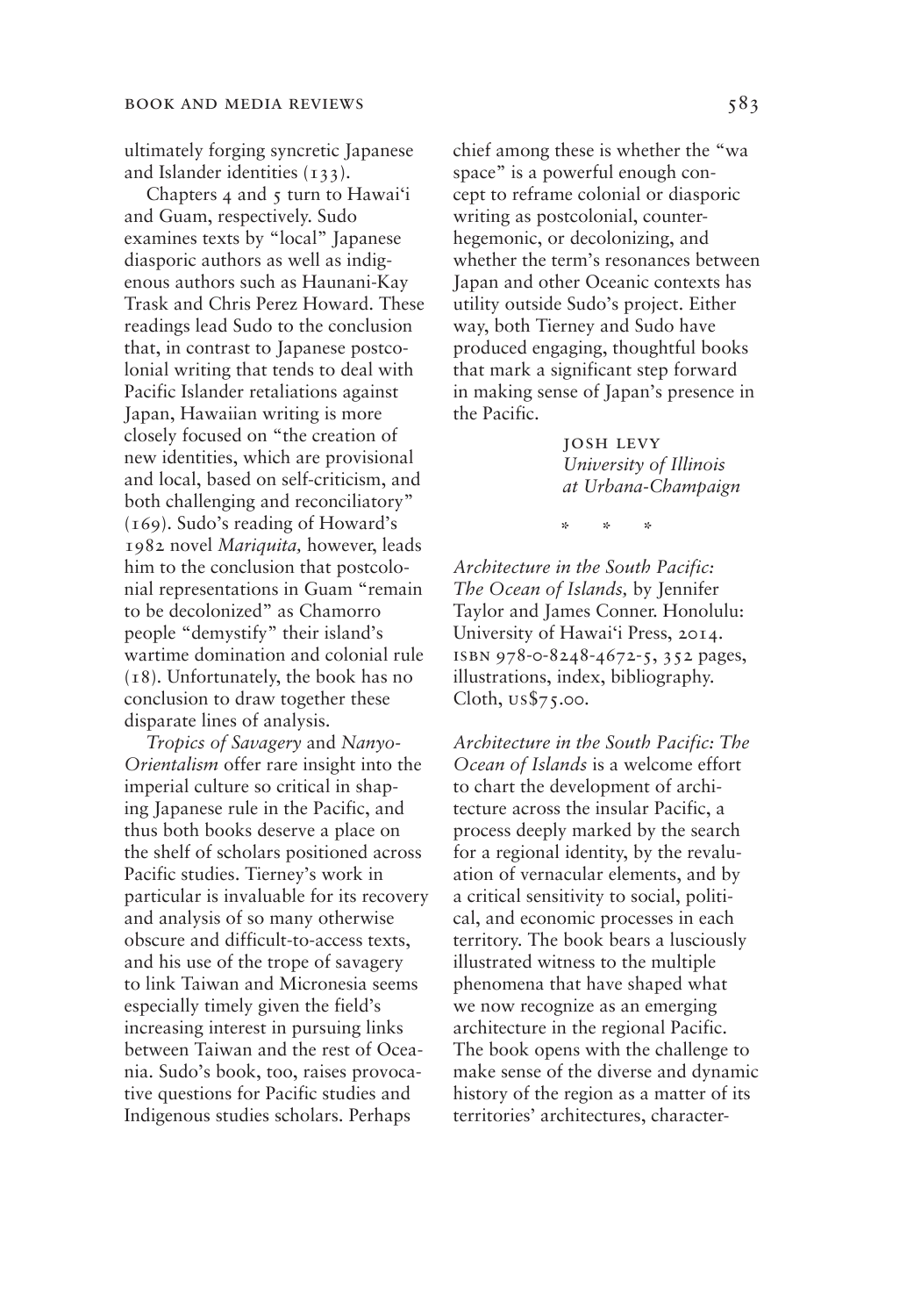ultimately forging syncretic Japanese and Islander identities (133).

Chapters 4 and 5 turn to Hawai'i and Guam, respectively. Sudo examines texts by "local" Japanese diasporic authors as well as indigenous authors such as Haunani-Kay Trask and Chris Perez Howard. These readings lead Sudo to the conclusion that, in contrast to Japanese postcolonial writing that tends to deal with Pacific Islander retaliations against Japan, Hawaiian writing is more closely focused on "the creation of new identities, which are provisional and local, based on self-criticism, and both challenging and reconciliatory" (169). Sudo's reading of Howard's 1982 novel *Mariquita,* however, leads him to the conclusion that postcolonial representations in Guam "remain to be decolonized" as Chamorro people "demystify" their island's wartime domination and colonial rule (18). Unfortunately, the book has no conclusion to draw together these disparate lines of analysis.

*Tropics of Savagery* and *Nanyo-Orientalism* offer rare insight into the imperial culture so critical in shaping Japanese rule in the Pacific, and thus both books deserve a place on the shelf of scholars positioned across Pacific studies. Tierney's work in particular is invaluable for its recovery and analysis of so many otherwise obscure and difficult-to-access texts, and his use of the trope of savagery to link Taiwan and Micronesia seems especially timely given the field's increasing interest in pursuing links between Taiwan and the rest of Oceania. Sudo's book, too, raises provocative questions for Pacific studies and Indigenous studies scholars. Perhaps chief among these is whether the "wa space" is a powerful enough concept to reframe colonial or diasporic writing as postcolonial, counter-hegemonic, or decolonizing, and whether the term's resonances between Japan and other Oceanic contexts has utility outside Sudo's project. Either way, both Tierney and Sudo have produced engaging, thoughtful books that mark a significant step forward in making sense of Japan's presence in the Pacific.

JOSH LEVY
*University of Illinois at Urbana-Champaign*

\* \* \*

*Architecture in the South Pacific: The Ocean of Islands,* by Jennifer Taylor and James Conner. Honolulu: University of Hawai'i Press, 2014. ISBN 978-0-8248-4672-5, 352 pages, illustrations, index, bibliography. Cloth, US$75.00.

*Architecture in the South Pacific: The Ocean of Islands* is a welcome effort to chart the development of architecture across the insular Pacific, a process deeply marked by the search for a regional identity, by the revaluation of vernacular elements, and by a critical sensitivity to social, political, and economic processes in each territory. The book bears a lusciously illustrated witness to the multiple phenomena that have shaped what we now recognize as an emerging architecture in the regional Pacific. The book opens with the challenge to make sense of the diverse and dynamic history of the region as a matter of its territories' architectures, character-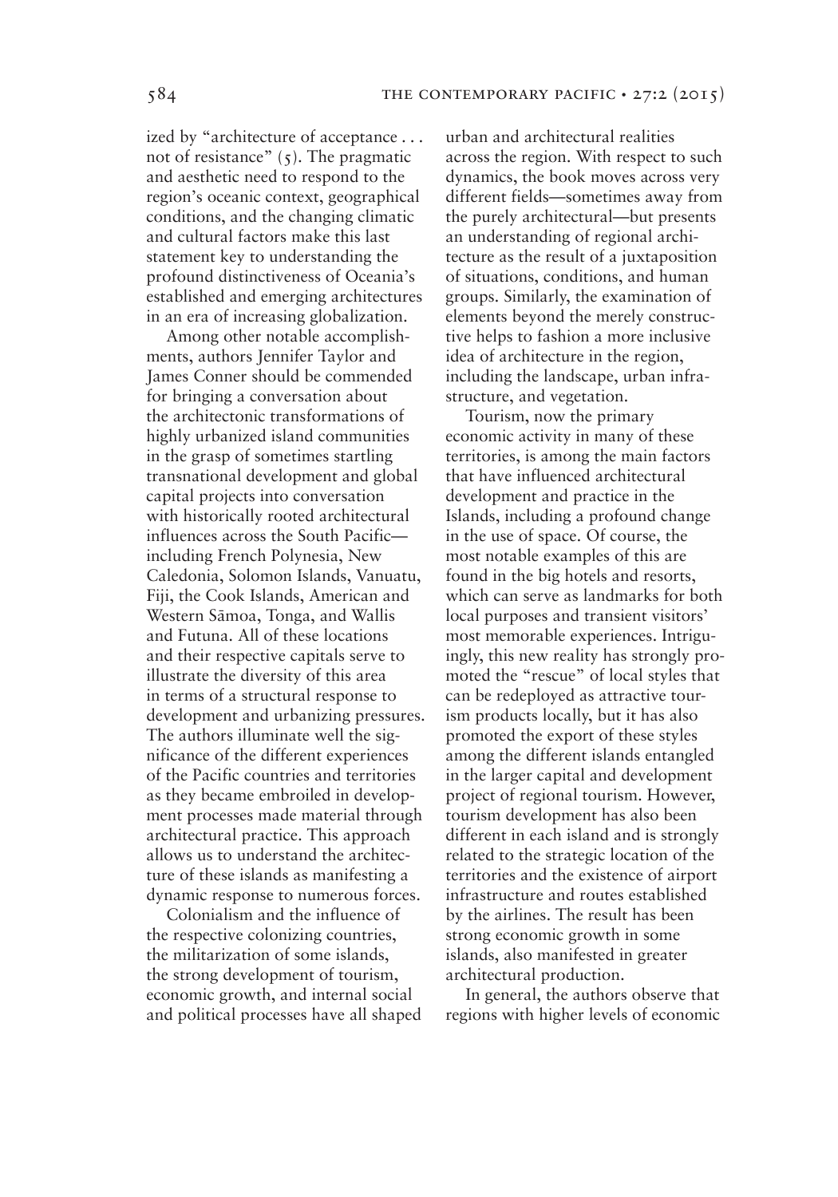ized by "architecture of acceptance . . . not of resistance" (5). The pragmatic and aesthetic need to respond to the region's oceanic context, geographical conditions, and the changing climatic and cultural factors make this last statement key to understanding the profound distinctiveness of Oceania's established and emerging architectures in an era of increasing globalization.

Among other notable accomplishments, authors Jennifer Taylor and James Conner should be commended for bringing a conversation about the architectonic transformations of highly urbanized island communities in the grasp of sometimes startling transnational development and global capital projects into conversation with historically rooted architectural influences across the South Pacific—including French Polynesia, New Caledonia, Solomon Islands, Vanuatu, Fiji, the Cook Islands, American and Western Sāmoa, Tonga, and Wallis and Futuna. All of these locations and their respective capitals serve to illustrate the diversity of this area in terms of a structural response to development and urbanizing pressures. The authors illuminate well the significance of the different experiences of the Pacific countries and territories as they became embroiled in development processes made material through architectural practice. This approach allows us to understand the architecture of these islands as manifesting a dynamic response to numerous forces.

Colonialism and the influence of the respective colonizing countries, the militarization of some islands, the strong development of tourism, economic growth, and internal social and political processes have all shaped urban and architectural realities across the region. With respect to such dynamics, the book moves across very different fields—sometimes away from the purely architectural—but presents an understanding of regional architecture as the result of a juxtaposition of situations, conditions, and human groups. Similarly, the examination of elements beyond the merely constructive helps to fashion a more inclusive idea of architecture in the region, including the landscape, urban infrastructure, and vegetation.

Tourism, now the primary economic activity in many of these territories, is among the main factors that have influenced architectural development and practice in the Islands, including a profound change in the use of space. Of course, the most notable examples of this are found in the big hotels and resorts, which can serve as landmarks for both local purposes and transient visitors' most memorable experiences. Intriguingly, this new reality has strongly promoted the "rescue" of local styles that can be redeployed as attractive tourism products locally, but it has also promoted the export of these styles among the different islands entangled in the larger capital and development project of regional tourism. However, tourism development has also been different in each island and is strongly related to the strategic location of the territories and the existence of airport infrastructure and routes established by the airlines. The result has been strong economic growth in some islands, also manifested in greater architectural production.

In general, the authors observe that regions with higher levels of economic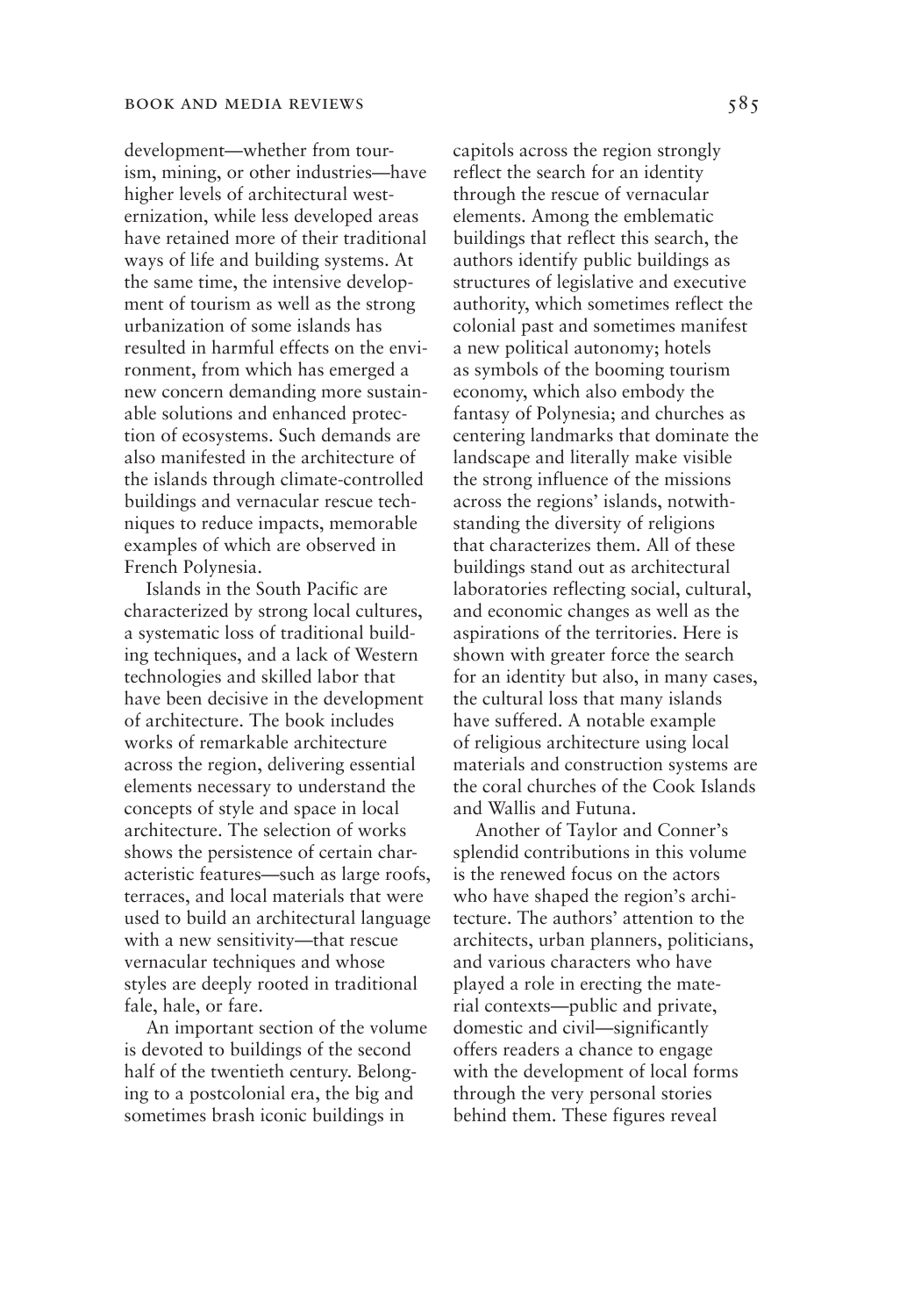development—whether from tourism, mining, or other industries—have higher levels of architectural westernization, while less developed areas have retained more of their traditional ways of life and building systems. At the same time, the intensive development of tourism as well as the strong urbanization of some islands has resulted in harmful effects on the environment, from which has emerged a new concern demanding more sustainable solutions and enhanced protection of ecosystems. Such demands are also manifested in the architecture of the islands through climate-controlled buildings and vernacular rescue techniques to reduce impacts, memorable examples of which are observed in French Polynesia.

Islands in the South Pacific are characterized by strong local cultures, a systematic loss of traditional building techniques, and a lack of Western technologies and skilled labor that have been decisive in the development of architecture. The book includes works of remarkable architecture across the region, delivering essential elements necessary to understand the concepts of style and space in local architecture. The selection of works shows the persistence of certain characteristic features—such as large roofs, terraces, and local materials that were used to build an architectural language with a new sensitivity—that rescue vernacular techniques and whose styles are deeply rooted in traditional fale, hale, or fare.

An important section of the volume is devoted to buildings of the second half of the twentieth century. Belonging to a postcolonial era, the big and sometimes brash iconic buildings in capitols across the region strongly reflect the search for an identity through the rescue of vernacular elements. Among the emblematic buildings that reflect this search, the authors identify public buildings as structures of legislative and executive authority, which sometimes reflect the colonial past and sometimes manifest a new political autonomy; hotels as symbols of the booming tourism economy, which also embody the fantasy of Polynesia; and churches as centering landmarks that dominate the landscape and literally make visible the strong influence of the missions across the regions' islands, notwithstanding the diversity of religions that characterizes them. All of these buildings stand out as architectural laboratories reflecting social, cultural, and economic changes as well as the aspirations of the territories. Here is shown with greater force the search for an identity but also, in many cases, the cultural loss that many islands have suffered. A notable example of religious architecture using local materials and construction systems are the coral churches of the Cook Islands and Wallis and Futuna.

Another of Taylor and Conner's splendid contributions in this volume is the renewed focus on the actors who have shaped the region's architecture. The authors' attention to the architects, urban planners, politicians, and various characters who have played a role in erecting the material contexts—public and private, domestic and civil—significantly offers readers a chance to engage with the development of local forms through the very personal stories behind them. These figures reveal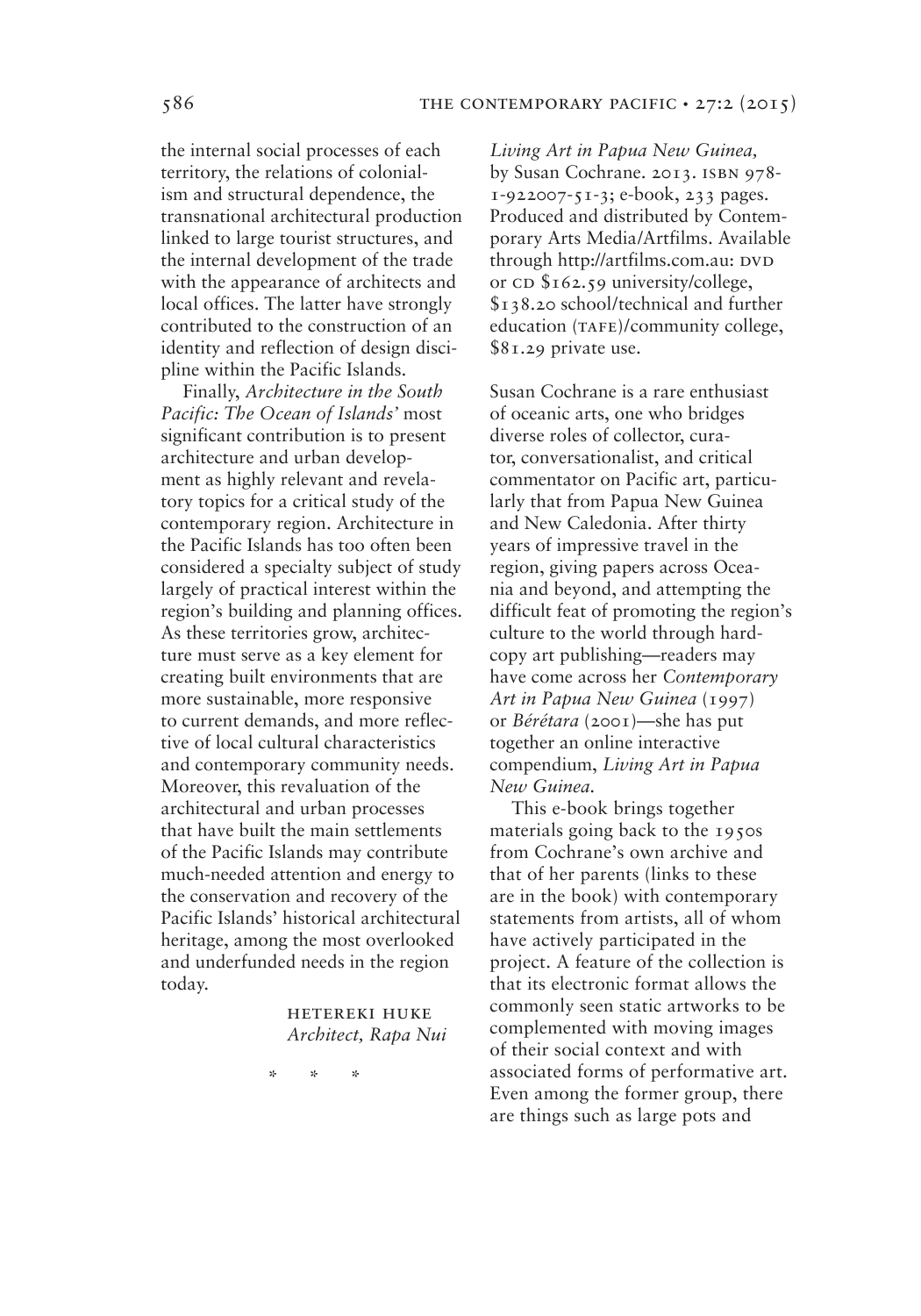the internal social processes of each territory, the relations of colonialism and structural dependence, the transnational architectural production linked to large tourist structures, and the internal development of the trade with the appearance of architects and local offices. The latter have strongly contributed to the construction of an identity and reflection of design discipline within the Pacific Islands.

Finally, *Architecture in the South Pacific: The Ocean of Islands'* most significant contribution is to present architecture and urban development as highly relevant and revelatory topics for a critical study of the contemporary region. Architecture in the Pacific Islands has too often been considered a specialty subject of study largely of practical interest within the region's building and planning offices. As these territories grow, architecture must serve as a key element for creating built environments that are more sustainable, more responsive to current demands, and more reflective of local cultural characteristics and contemporary community needs. Moreover, this revaluation of the architectural and urban processes that have built the main settlements of the Pacific Islands may contribute much-needed attention and energy to the conservation and recovery of the Pacific Islands' historical architectural heritage, among the most overlooked and underfunded needs in the region today.

HETEREKI HUKE
*Architect, Rapa Nui*

\* \* \*

*Living Art in Papua New Guinea,* by Susan Cochrane. 2013. ISBN 978-1-922007-51-3; e-book, 233 pages. Produced and distributed by Contemporary Arts Media/Artfilms. Available through http://artfilms.com.au: DVD or CD $162.59 university/college, $138.20 school/technical and further education (TAFE)/community college, $81.29 private use.

Susan Cochrane is a rare enthusiast of oceanic arts, one who bridges diverse roles of collector, curator, conversationalist, and critical commentator on Pacific art, particularly that from Papua New Guinea and New Caledonia. After thirty years of impressive travel in the region, giving papers across Oceania and beyond, and attempting the difficult feat of promoting the region's culture to the world through hard-copy art publishing—readers may have come across her *Contemporary Art in Papua New Guinea* (1997) or *Bérétara* (2001)—she has put together an online interactive compendium, *Living Art in Papua New Guinea.*

This e-book brings together materials going back to the 1950s from Cochrane's own archive and that of her parents (links to these are in the book) with contemporary statements from artists, all of whom have actively participated in the project. A feature of the collection is that its electronic format allows the commonly seen static artworks to be complemented with moving images of their social context and with associated forms of performative art. Even among the former group, there are things such as large pots and